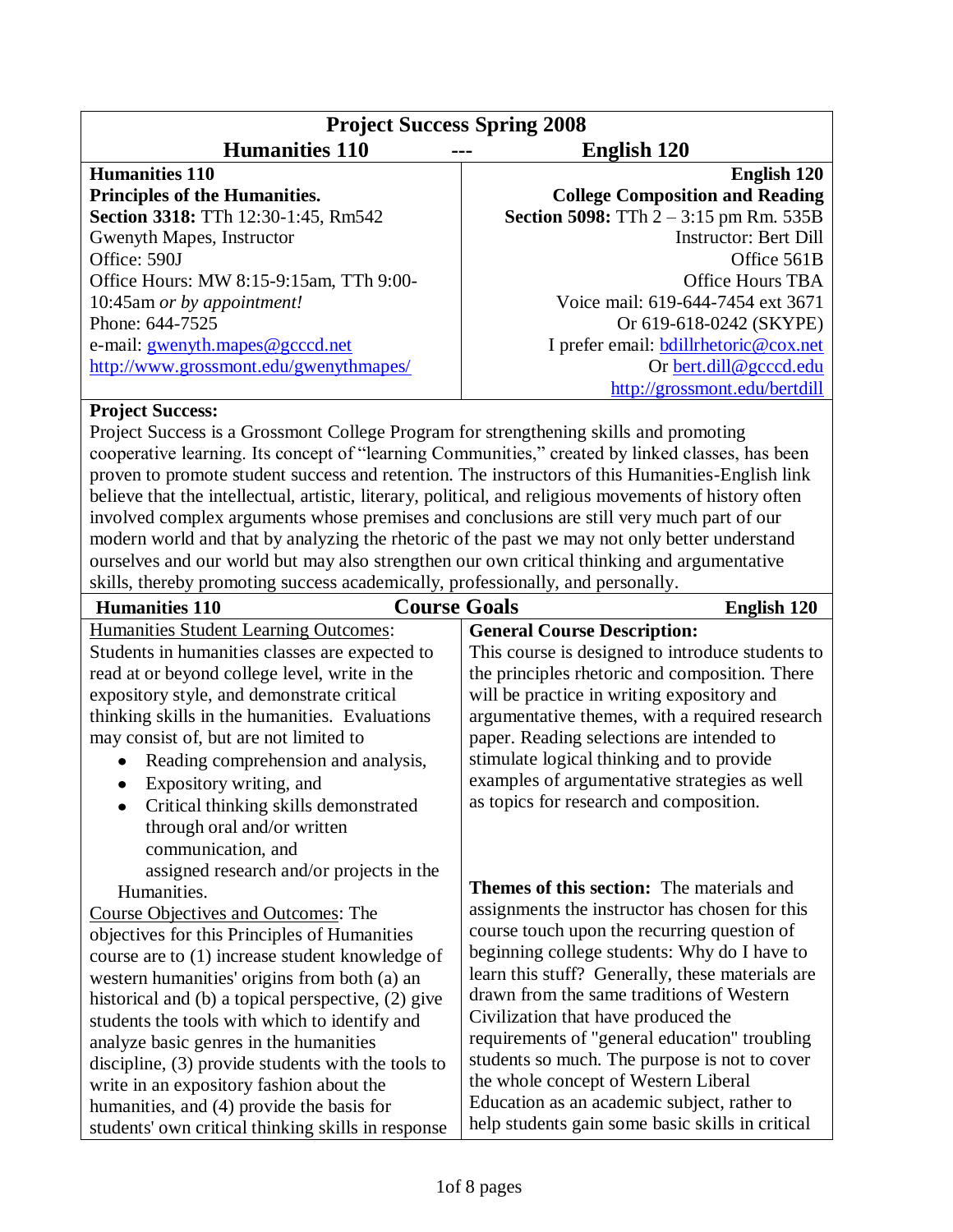# Project Success Spring 2008

## Humanities 110 --- English 120

| Humanities 110 | English 120 |
|---|---|
| **Humanities 110** | **English 120** |
| **Principles of the Humanities.** | **College Composition and Reading** |
| **Section 3318:** TTh 12:30-1:45, Rm542 | **Section 5098:** TTh 2 – 3:15 pm Rm. 535B |
| Gwenyth Mapes, Instructor | Instructor: Bert Dill |
| Office: 590J | Office 561B |
| Office Hours: MW 8:15-9:15am, TTh 9:00-10:45am *or by appointment!* | Office Hours TBA |
| Phone: 644-7525 | Voice mail: 619-644-7454 ext 3671 |
| e-mail: gwenyth.mapes@gcccd.net | Or 619-618-0242 (SKYPE) |
| http://www.grossmont.edu/gwenythmapes/ | I prefer email: bdillrhetoric@cox.net |
| | Or bert.dill@gcccd.edu |
| | http://grossmont.edu/bertdill |

**Project Success:**

Project Success is a Grossmont College Program for strengthening skills and promoting cooperative learning. Its concept of "learning Communities," created by linked classes, has been proven to promote student success and retention. The instructors of this Humanities-English link believe that the intellectual, artistic, literary, political, and religious movements of history often involved complex arguments whose premises and conclusions are still very much part of our modern world and that by analyzing the rhetoric of the past we may not only better understand ourselves and our world but may also strengthen our own critical thinking and argumentative skills, thereby promoting success academically, professionally, and personally.

## Course Goals

### Humanities 110

Humanities Student Learning Outcomes: Students in humanities classes are expected to read at or beyond college level, write in the expository style, and demonstrate critical thinking skills in the humanities. Evaluations may consist of, but are not limited to

- Reading comprehension and analysis,
- Expository writing, and
- Critical thinking skills demonstrated through oral and/or written communication, and

assigned research and/or projects in the Humanities.

Course Objectives and Outcomes: The objectives for this Principles of Humanities course are to (1) increase student knowledge of western humanities' origins from both (a) an historical and (b) a topical perspective, (2) give students the tools with which to identify and analyze basic genres in the humanities discipline, (3) provide students with the tools to write in an expository fashion about the humanities, and (4) provide the basis for students' own critical thinking skills in response

### English 120

**General Course Description:**
This course is designed to introduce students to the principles rhetoric and composition. There will be practice in writing expository and argumentative themes, with a required research paper. Reading selections are intended to stimulate logical thinking and to provide examples of argumentative strategies as well as topics for research and composition.

**Themes of this section:** The materials and assignments the instructor has chosen for this course touch upon the recurring question of beginning college students: Why do I have to learn this stuff? Generally, these materials are drawn from the same traditions of Western Civilization that have produced the requirements of "general education" troubling students so much. The purpose is not to cover the whole concept of Western Liberal Education as an academic subject, rather to help students gain some basic skills in critical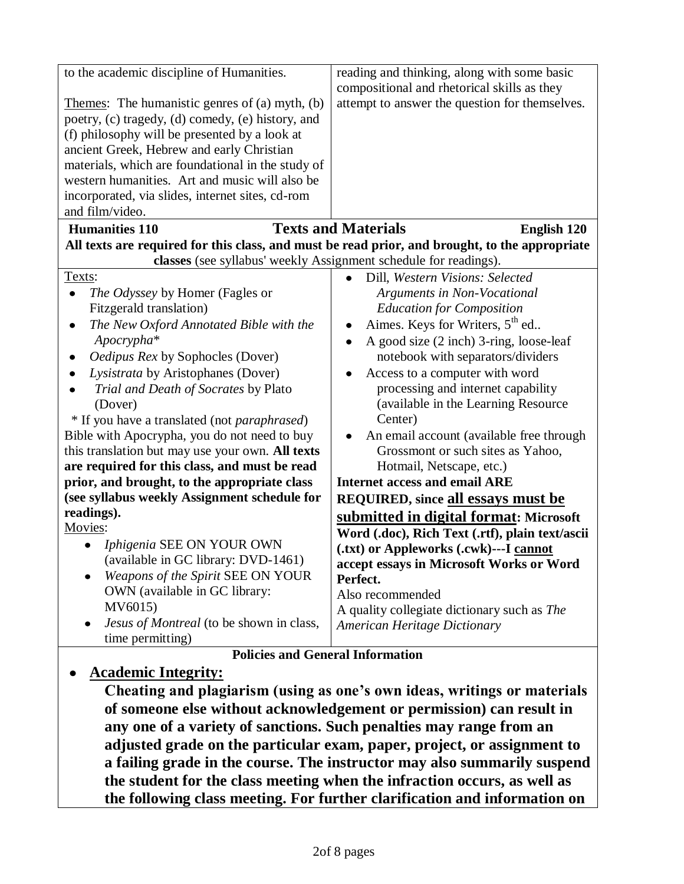to the academic discipline of Humanities.

Themes: The humanistic genres of (a) myth, (b) poetry, (c) tragedy, (d) comedy, (e) history, and (f) philosophy will be presented by a look at ancient Greek, Hebrew and early Christian materials, which are foundational in the study of western humanities. Art and music will also be incorporated, via slides, internet sites, cd-rom and film/video.

reading and thinking, along with some basic compositional and rhetorical skills as they attempt to answer the question for themselves.

## Humanities 110 — Texts and Materials — English 120

**All texts are required for this class, and must be read prior, and brought, to the appropriate classes** (see syllabus' weekly Assignment schedule for readings).

Texts:

- *The Odyssey* by Homer (Fagles or Fitzgerald translation)
- *The New Oxford Annotated Bible with the Apocrypha**
- *Oedipus Rex* by Sophocles (Dover)
- *Lysistrata* by Aristophanes (Dover)
- *Trial and Death of Socrates* by Plato (Dover)

\* If you have a translated (not *paraphrased*) Bible with Apocrypha, you do not need to buy this translation but may use your own. **All texts are required for this class, and must be read prior, and brought, to the appropriate class (see syllabus weekly Assignment schedule for readings).**

Movies:

- *Iphigenia* SEE ON YOUR OWN (available in GC library: DVD-1461)
- *Weapons of the Spirit* SEE ON YOUR OWN (available in GC library: MV6015)
- *Jesus of Montreal* (to be shown in class, time permitting)

- Dill, *Western Visions: Selected Arguments in Non-Vocational Education for Composition*
- Aimes. Keys for Writers, 5th ed..
- A good size (2 inch) 3-ring, loose-leaf notebook with separators/dividers
- Access to a computer with word processing and internet capability (available in the Learning Resource Center)
- An email account (available free through Grossmont or such sites as Yahoo, Hotmail, Netscape, etc.)

**Internet access and email ARE REQUIRED, since <u>all essays must be submitted in digital format</u>: Microsoft Word (.doc), Rich Text (.rtf), plain text/ascii (.txt) or Appleworks (.cwk)---I <u>cannot</u> accept essays in Microsoft Works or Word Perfect.**

Also recommended

A quality collegiate dictionary such as *The American Heritage Dictionary*

## Policies and General Information

- **<u>Academic Integrity:</u>**

  **Cheating and plagiarism (using as one's own ideas, writings or materials of someone else without acknowledgement or permission) can result in any one of a variety of sanctions. Such penalties may range from an adjusted grade on the particular exam, paper, project, or assignment to a failing grade in the course. The instructor may also summarily suspend the student for the class meeting when the infraction occurs, as well as the following class meeting. For further clarification and information on**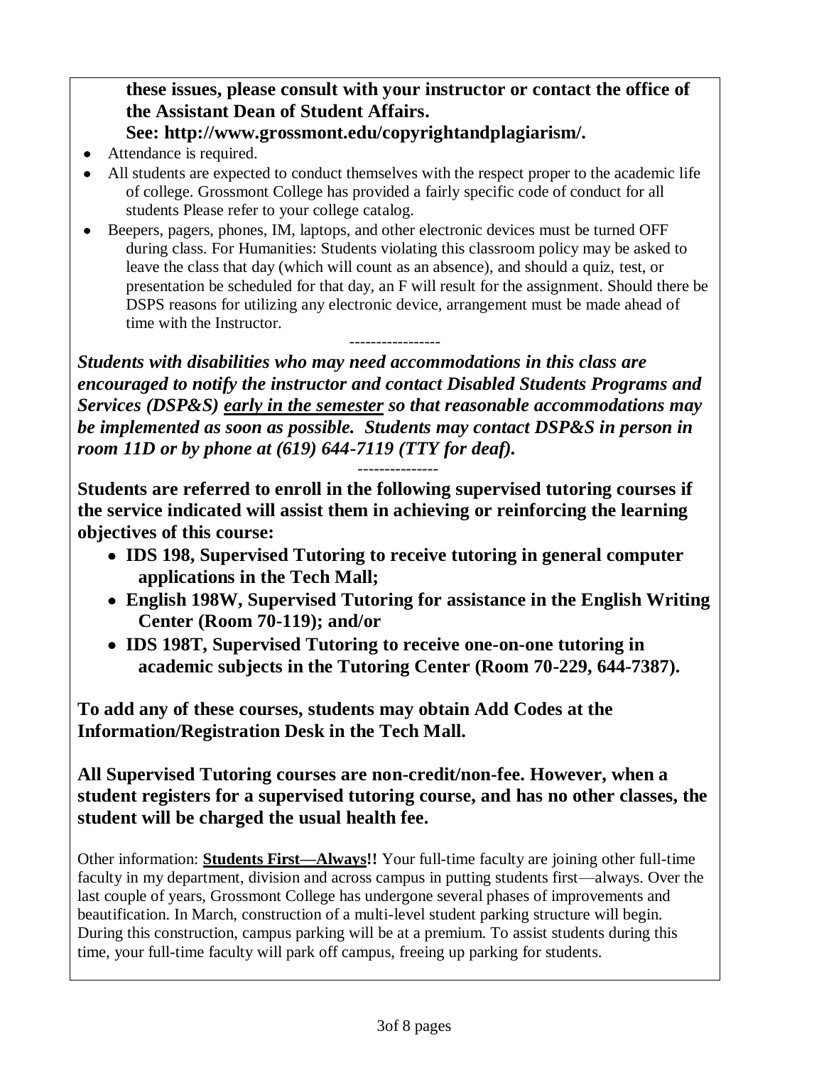**these issues, please consult with your instructor or contact the office of the Assistant Dean of Student Affairs.**
**See: http://www.grossmont.edu/copyrightandplagiarism/.**

- Attendance is required.
- All students are expected to conduct themselves with the respect proper to the academic life of college. Grossmont College has provided a fairly specific code of conduct for all students Please refer to your college catalog.
- Beepers, pagers, phones, IM, laptops, and other electronic devices must be turned OFF during class. For Humanities: Students violating this classroom policy may be asked to leave the class that day (which will count as an absence), and should a quiz, test, or presentation be scheduled for that day, an F will result for the assignment. Should there be DSPS reasons for utilizing any electronic device, arrangement must be made ahead of time with the Instructor.

-----------------

***Students with disabilities who may need accommodations in this class are encouraged to notify the instructor and contact Disabled Students Programs and Services (DSP&S) <u>early in the semester</u> so that reasonable accommodations may be implemented as soon as possible. Students may contact DSP&S in person in room 11D or by phone at (619) 644-7119 (TTY for deaf).***

---------------

**Students are referred to enroll in the following supervised tutoring courses if the service indicated will assist them in achieving or reinforcing the learning objectives of this course:**

- **IDS 198, Supervised Tutoring to receive tutoring in general computer applications in the Tech Mall;**
- **English 198W, Supervised Tutoring for assistance in the English Writing Center (Room 70-119); and/or**
- **IDS 198T, Supervised Tutoring to receive one-on-one tutoring in academic subjects in the Tutoring Center (Room 70-229, 644-7387).**

**To add any of these courses, students may obtain Add Codes at the Information/Registration Desk in the Tech Mall.**

**All Supervised Tutoring courses are non-credit/non-fee. However, when a student registers for a supervised tutoring course, and has no other classes, the student will be charged the usual health fee.**

Other information: **<u>Students First—Always</u>!!** Your full-time faculty are joining other full-time faculty in my department, division and across campus in putting students first—always. Over the last couple of years, Grossmont College has undergone several phases of improvements and beautification. In March, construction of a multi-level student parking structure will begin. During this construction, campus parking will be at a premium. To assist students during this time, your full-time faculty will park off campus, freeing up parking for students.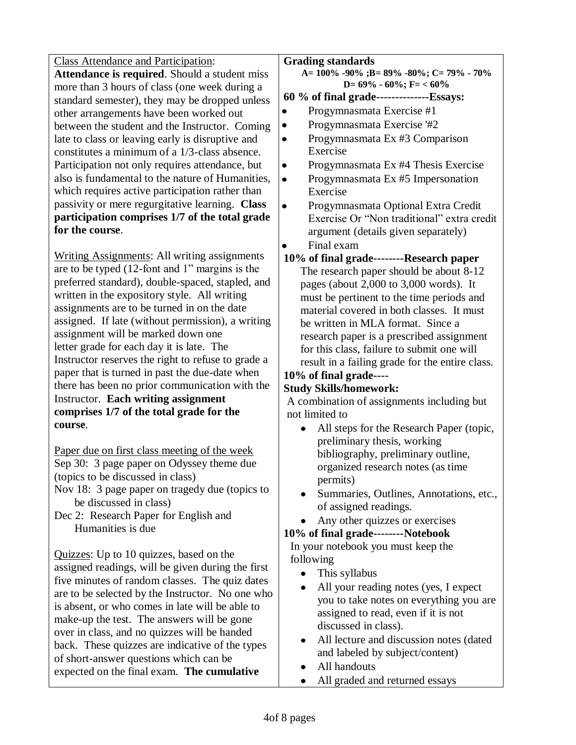<u>Class Attendance and Participation</u>:
**Attendance is required**. Should a student miss more than 3 hours of class (one week during a standard semester), they may be dropped unless other arrangements have been worked out between the student and the Instructor. Coming late to class or leaving early is disruptive and constitutes a minimum of a 1/3-class absence. Participation not only requires attendance, but also is fundamental to the nature of Humanities, which requires active participation rather than passivity or mere regurgitative learning. **Class participation comprises 1/7 of the total grade for the course**.

<u>Writing Assignments</u>: All writing assignments are to be typed (12-font and 1" margins is the preferred standard), double-spaced, stapled, and written in the expository style. All writing assignments are to be turned in on the date assigned. If late (without permission), a writing assignment will be marked down one letter grade for each day it is late. The Instructor reserves the right to refuse to grade a paper that is turned in past the due-date when there has been no prior communication with the Instructor. **Each writing assignment comprises 1/7 of the total grade for the course**.

<u>Paper due on first class meeting of the week</u>
Sep 30: 3 page paper on Odyssey theme due (topics to be discussed in class)
Nov 18: 3 page paper on tragedy due (topics to be discussed in class)
Dec 2: Research Paper for English and Humanities is due

<u>Quizzes</u>: Up to 10 quizzes, based on the assigned readings, will be given during the first five minutes of random classes. The quiz dates are to be selected by the Instructor. No one who is absent, or who comes in late will be able to make-up the test. The answers will be gone over in class, and no quizzes will be handed back. These quizzes are indicative of the types of short-answer questions which can be expected on the final exam. **The cumulative**

**Grading standards**

**A= 100% -90% ;B= 89% -80%; C= 79% - 70% D= 69% - 60%; F= < 60%**

**60 % of final grade--------------Essays:**

- Progymnasmata Exercise #1
- Progymnasmata Exercise '#2
- Progymnasmata Ex #3 Comparison Exercise
- Progymnasmata Ex #4 Thesis Exercise
- Progymnasmata Ex #5 Impersonation Exercise
- Progymnasmata Optional Extra Credit Exercise Or "Non traditional" extra credit argument (details given separately)
- Final exam

**10% of final grade--------Research paper**

The research paper should be about 8-12 pages (about 2,000 to 3,000 words). It must be pertinent to the time periods and material covered in both classes. It must be written in MLA format. Since a research paper is a prescribed assignment for this class, failure to submit one will result in a failing grade for the entire class.

**10% of final grade----**
**Study Skills/homework:**

A combination of assignments including but not limited to

- All steps for the Research Paper (topic, preliminary thesis, working bibliography, preliminary outline, organized research notes (as time permits)
- Summaries, Outlines, Annotations, etc., of assigned readings.
- Any other quizzes or exercises

**10% of final grade--------Notebook**

In your notebook you must keep the following

- This syllabus
- All your reading notes (yes, I expect you to take notes on everything you are assigned to read, even if it is not discussed in class).
- All lecture and discussion notes (dated and labeled by subject/content)
- All handouts
- All graded and returned essays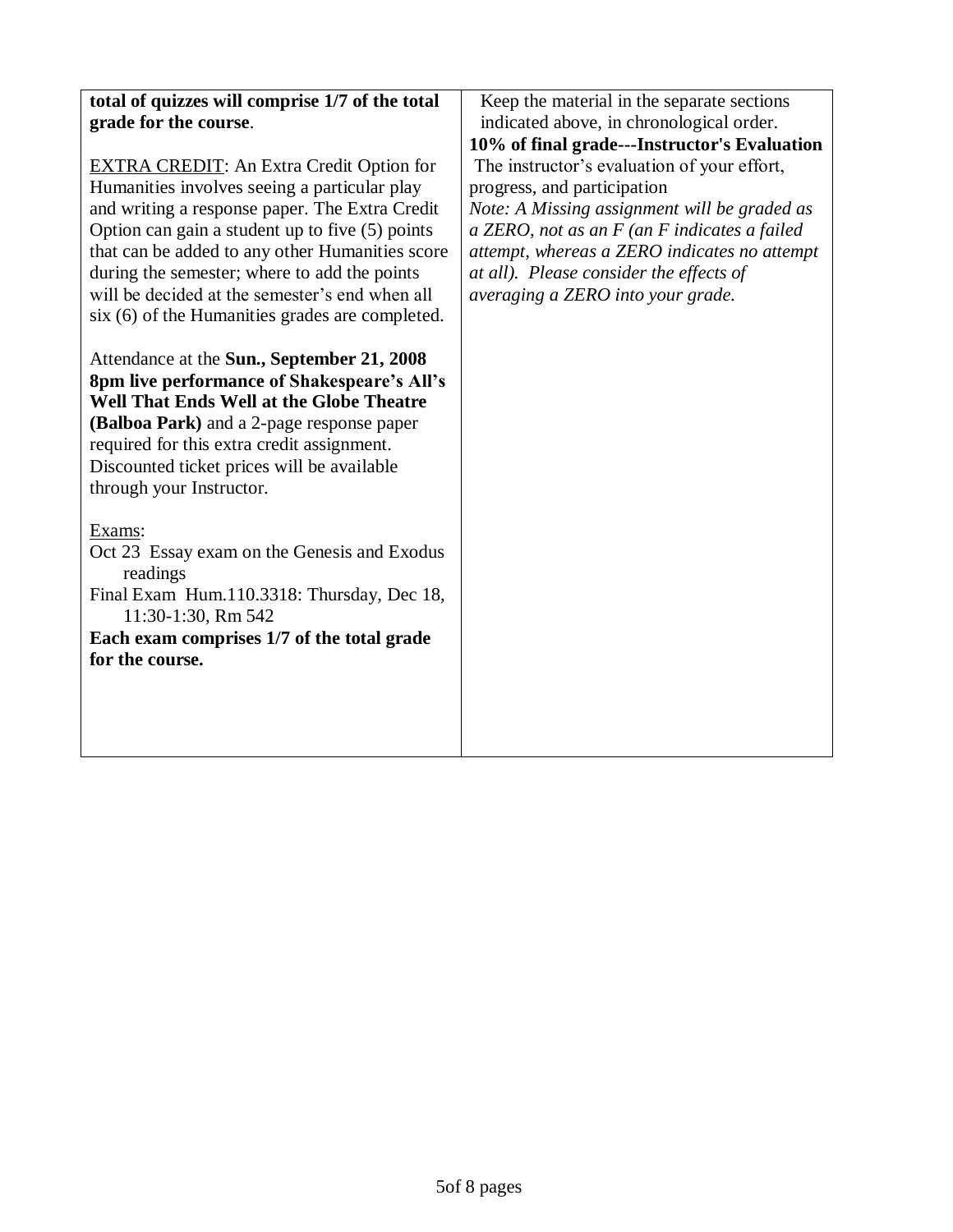**total of quizzes will comprise 1/7 of the total grade for the course**.

EXTRA CREDIT: An Extra Credit Option for Humanities involves seeing a particular play and writing a response paper. The Extra Credit Option can gain a student up to five (5) points that can be added to any other Humanities score during the semester; where to add the points will be decided at the semester's end when all six (6) of the Humanities grades are completed.

Attendance at the **Sun., September 21, 2008 8pm live performance of Shakespeare's All's Well That Ends Well at the Globe Theatre (Balboa Park)** and a 2-page response paper required for this extra credit assignment. Discounted ticket prices will be available through your Instructor.

Exams:

Oct 23 Essay exam on the Genesis and Exodus readings

Final Exam Hum.110.3318: Thursday, Dec 18, 11:30-1:30, Rm 542

**Each exam comprises 1/7 of the total grade for the course.**

Keep the material in the separate sections indicated above, in chronological order.

**10% of final grade---Instructor's Evaluation**

The instructor's evaluation of your effort, progress, and participation

*Note: A Missing assignment will be graded as a ZERO, not as an F (an F indicates a failed attempt, whereas a ZERO indicates no attempt at all). Please consider the effects of averaging a ZERO into your grade.*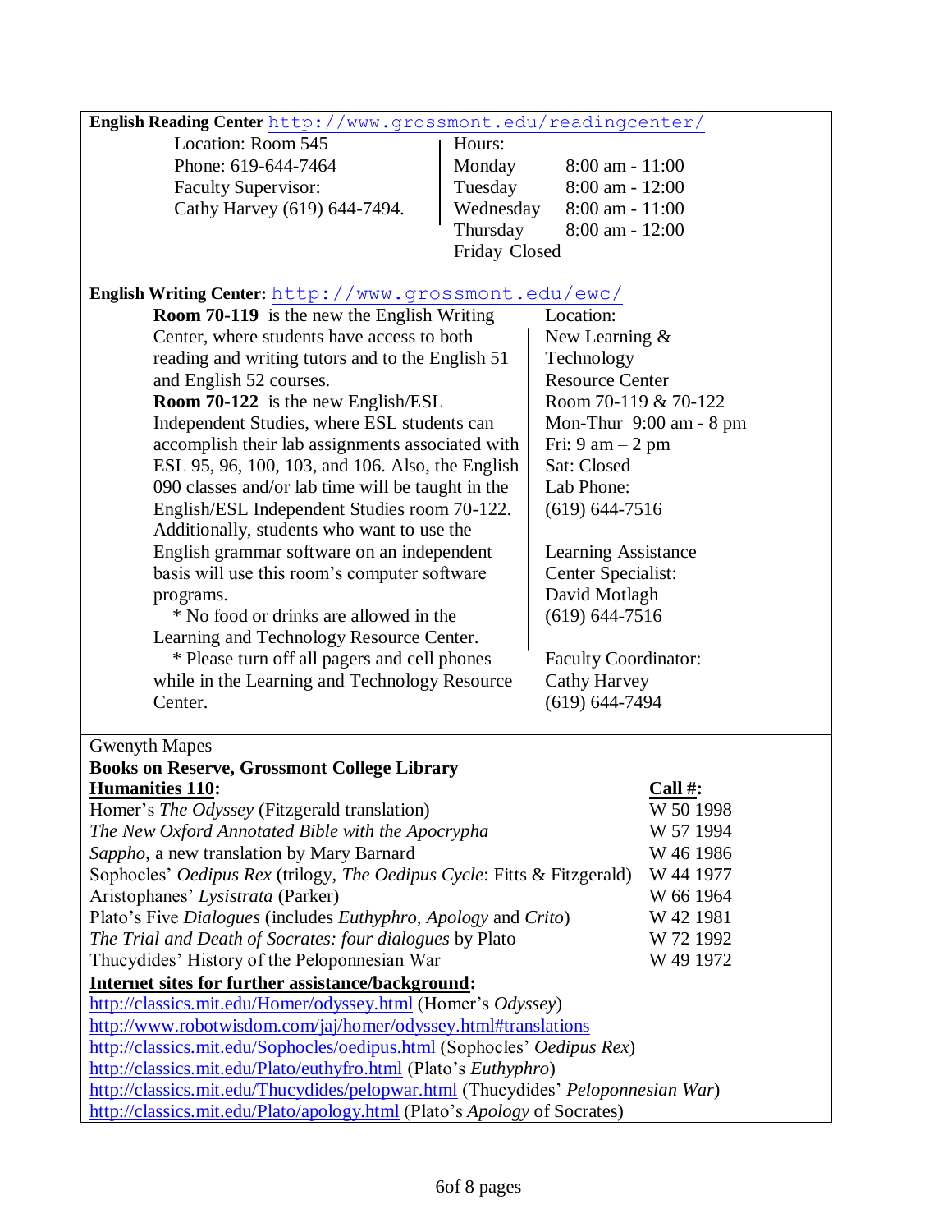**English Reading Center** http://www.grossmont.edu/readingcenter/

Location: Room 545
Phone: 619-644-7464
Faculty Supervisor:
Cathy Harvey (619) 644-7494.

Hours:

| Day | Hours |
|---|---|
| Monday | 8:00 am - 11:00 |
| Tuesday | 8:00 am - 12:00 |
| Wednesday | 8:00 am - 11:00 |
| Thursday | 8:00 am - 12:00 |
| Friday | Closed |

**English Writing Center:** http://www.grossmont.edu/ewc/

**Room 70-119** is the new the English Writing Center, where students have access to both reading and writing tutors and to the English 51 and English 52 courses.

**Room 70-122** is the new English/ESL Independent Studies, where ESL students can accomplish their lab assignments associated with ESL 95, 96, 100, 103, and 106. Also, the English 090 classes and/or lab time will be taught in the English/ESL Independent Studies room 70-122. Additionally, students who want to use the English grammar software on an independent basis will use this room's computer software programs.

* No food or drinks are allowed in the Learning and Technology Resource Center.

* Please turn off all pagers and cell phones while in the Learning and Technology Resource Center.

Location:
New Learning & Technology Resource Center
Room 70-119 & 70-122
Mon-Thur 9:00 am - 8 pm
Fri: 9 am – 2 pm
Sat: Closed
Lab Phone:
(619) 644-7516

Learning Assistance Center Specialist:
David Motlagh
(619) 644-7516

Faculty Coordinator:
Cathy Harvey
(619) 644-7494

Gwenyth Mapes
**Books on Reserve, Grossmont College Library**

| **Humanities 110:** | **Call #:** |
|---|---|
| Homer's *The Odyssey* (Fitzgerald translation) | W 50 1998 |
| *The New Oxford Annotated Bible with the Apocrypha* | W 57 1994 |
| *Sappho*, a new translation by Mary Barnard | W 46 1986 |
| Sophocles' *Oedipus Rex* (trilogy, *The Oedipus Cycle*: Fitts & Fitzgerald) | W 44 1977 |
| Aristophanes' *Lysistrata* (Parker) | W 66 1964 |
| Plato's Five *Dialogues* (includes *Euthyphro*, *Apology* and *Crito*) | W 42 1981 |
| *The Trial and Death of Socrates: four dialogues* by Plato | W 72 1992 |
| Thucydides' History of the Peloponnesian War | W 49 1972 |

**Internet sites for further assistance/background:**

http://classics.mit.edu/Homer/odyssey.html (Homer's *Odyssey*)
http://www.robotwisdom.com/jaj/homer/odyssey.html#translations
http://classics.mit.edu/Sophocles/oedipus.html (Sophocles' *Oedipus Rex*)
http://classics.mit.edu/Plato/euthyfro.html (Plato's *Euthyphro*)
http://classics.mit.edu/Thucydides/pelopwar.html (Thucydides' *Peloponnesian War*)
http://classics.mit.edu/Plato/apology.html (Plato's *Apology* of Socrates)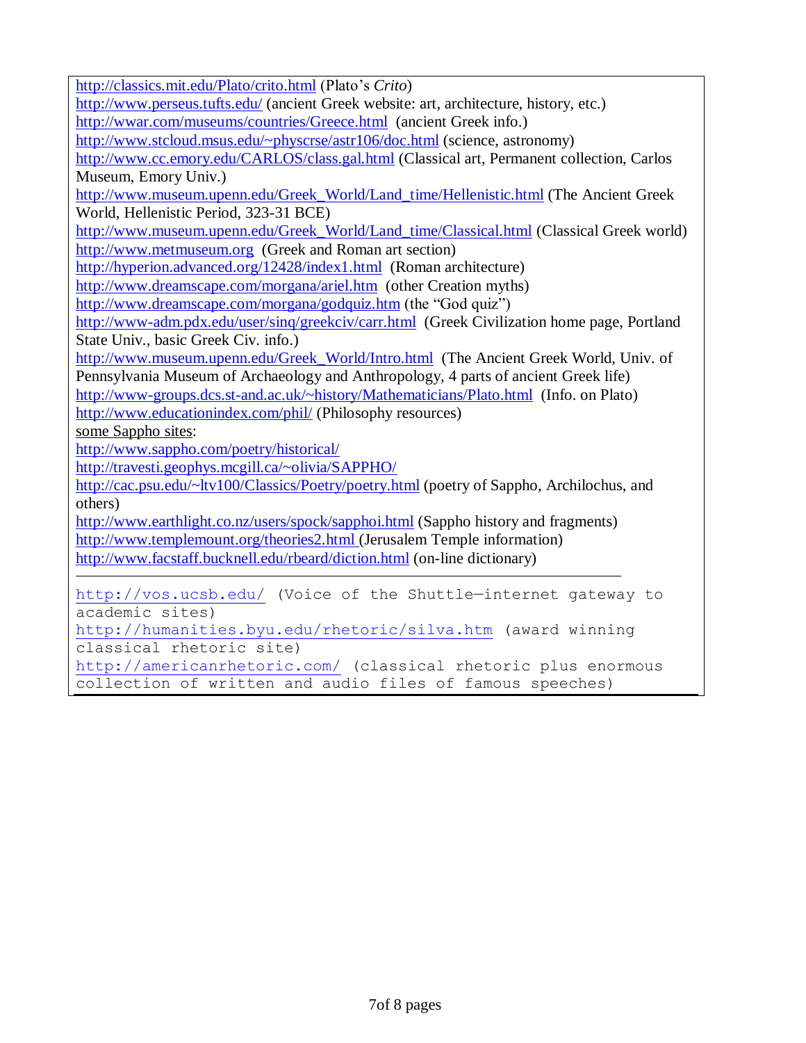http://classics.mit.edu/Plato/crito.html (Plato's *Crito*)
http://www.perseus.tufts.edu/ (ancient Greek website: art, architecture, history, etc.)
http://wwar.com/museums/countries/Greece.html (ancient Greek info.)
http://www.stcloud.msus.edu/~physcrse/astr106/doc.html (science, astronomy)
http://www.cc.emory.edu/CARLOS/class.gal.html (Classical art, Permanent collection, Carlos Museum, Emory Univ.)
http://www.museum.upenn.edu/Greek_World/Land_time/Hellenistic.html (The Ancient Greek World, Hellenistic Period, 323-31 BCE)
http://www.museum.upenn.edu/Greek_World/Land_time/Classical.html (Classical Greek world)
http://www.metmuseum.org (Greek and Roman art section)
http://hyperion.advanced.org/12428/index1.html (Roman architecture)
http://www.dreamscape.com/morgana/ariel.htm (other Creation myths)
http://www.dreamscape.com/morgana/godquiz.htm (the "God quiz")
http://www-adm.pdx.edu/user/sinq/greekciv/carr.html (Greek Civilization home page, Portland State Univ., basic Greek Civ. info.)
http://www.museum.upenn.edu/Greek_World/Intro.html (The Ancient Greek World, Univ. of Pennsylvania Museum of Archaeology and Anthropology, 4 parts of ancient Greek life)
http://www-groups.dcs.st-and.ac.uk/~history/Mathematicians/Plato.html (Info. on Plato)
http://www.educationindex.com/phil/ (Philosophy resources)

some Sappho sites:
http://www.sappho.com/poetry/historical/
http://travesti.geophys.mcgill.ca/~olivia/SAPPHO/
http://cac.psu.edu/~ltv100/Classics/Poetry/poetry.html (poetry of Sappho, Archilochus, and others)
http://www.earthlight.co.nz/users/spock/sapphoi.html (Sappho history and fragments)
http://www.templemount.org/theories2.html (Jerusalem Temple information)
http://www.facstaff.bucknell.edu/rbeard/diction.html (on-line dictionary)

---

http://vos.ucsb.edu/ (Voice of the Shuttle—internet gateway to academic sites)
http://humanities.byu.edu/rhetoric/silva.htm (award winning classical rhetoric site)
http://americanrhetoric.com/ (classical rhetoric plus enormous collection of written and audio files of famous speeches)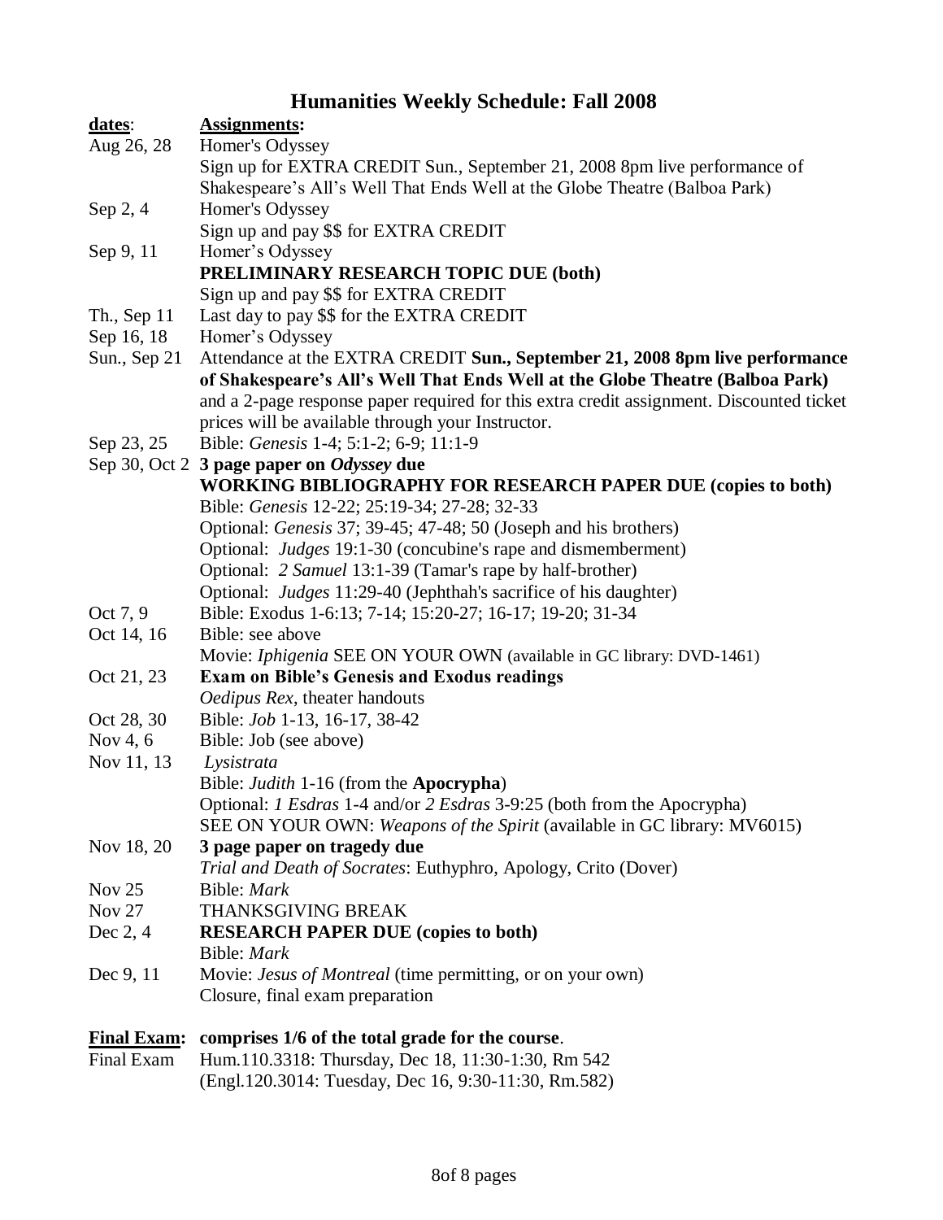# Humanities Weekly Schedule: Fall 2008

| **dates**: | **Assignments:** |
|---|---|
| Aug 26, 28 | Homer's Odyssey<br>Sign up for EXTRA CREDIT Sun., September 21, 2008 8pm live performance of Shakespeare's All's Well That Ends Well at the Globe Theatre (Balboa Park) |
| Sep 2, 4 | Homer's Odyssey<br>Sign up and pay $$ for EXTRA CREDIT |
| Sep 9, 11 | Homer's Odyssey<br>**PRELIMINARY RESEARCH TOPIC DUE (both)**<br>Sign up and pay $$ for EXTRA CREDIT |
| Th., Sep 11 | Last day to pay $$ for the EXTRA CREDIT |
| Sep 16, 18 | Homer's Odyssey |
| Sun., Sep 21 | Attendance at the EXTRA CREDIT **Sun., September 21, 2008 8pm live performance of Shakespeare's All's Well That Ends Well at the Globe Theatre (Balboa Park)** and a 2-page response paper required for this extra credit assignment. Discounted ticket prices will be available through your Instructor. |
| Sep 23, 25 | Bible: *Genesis* 1-4; 5:1-2; 6-9; 11:1-9 |
| Sep 30, Oct 2 | **3 page paper on *Odyssey* due**<br>**WORKING BIBLIOGRAPHY FOR RESEARCH PAPER DUE (copies to both)**<br>Bible: *Genesis* 12-22; 25:19-34; 27-28; 32-33<br>Optional: *Genesis* 37; 39-45; 47-48; 50 (Joseph and his brothers)<br>Optional: *Judges* 19:1-30 (concubine's rape and dismemberment)<br>Optional: *2 Samuel* 13:1-39 (Tamar's rape by half-brother)<br>Optional: *Judges* 11:29-40 (Jephthah's sacrifice of his daughter) |
| Oct 7, 9 | Bible: Exodus 1-6:13; 7-14; 15:20-27; 16-17; 19-20; 31-34 |
| Oct 14, 16 | Bible: see above<br>Movie: *Iphigenia* SEE ON YOUR OWN (available in GC library: DVD-1461) |
| Oct 21, 23 | **Exam on Bible's Genesis and Exodus readings**<br>*Oedipus Rex*, theater handouts |
| Oct 28, 30 | Bible: *Job* 1-13, 16-17, 38-42 |
| Nov 4, 6 | Bible: Job (see above) |
| Nov 11, 13 | *Lysistrata*<br>Bible: *Judith* 1-16 (from the **Apocrypha**)<br>Optional: *1 Esdras* 1-4 and/or *2 Esdras* 3-9:25 (both from the Apocrypha)<br>SEE ON YOUR OWN: *Weapons of the Spirit* (available in GC library: MV6015) |
| Nov 18, 20 | **3 page paper on tragedy due**<br>*Trial and Death of Socrates*: Euthyphro, Apology, Crito (Dover) |
| Nov 25 | Bible: *Mark* |
| Nov 27 | THANKSGIVING BREAK |
| Dec 2, 4 | **RESEARCH PAPER DUE (copies to both)**<br>Bible: *Mark* |
| Dec 9, 11 | Movie: *Jesus of Montreal* (time permitting, or on your own)<br>Closure, final exam preparation |
| **Final Exam:** | **comprises 1/6 of the total grade for the course**. |
| Final Exam | Hum.110.3318: Thursday, Dec 18, 11:30-1:30, Rm 542<br>(Engl.120.3014: Tuesday, Dec 16, 9:30-11:30, Rm.582) |